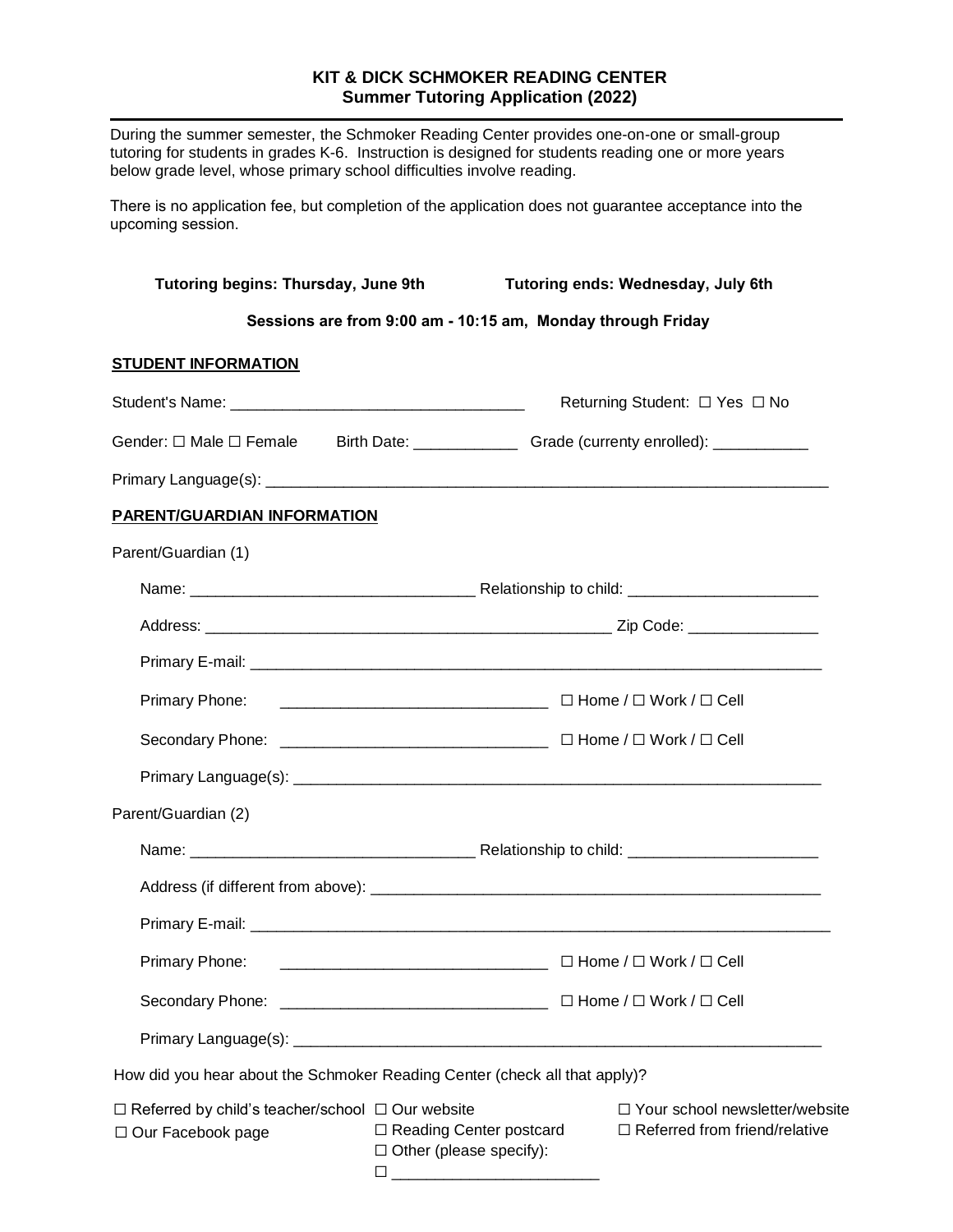**KIT & DICK SCHMOKER READING CENTER**
**Summer Tutoring Application (2022)**

---

During the summer semester, the Schmoker Reading Center provides one-on-one or small-group tutoring for students in grades K-6. Instruction is designed for students reading one or more years below grade level, whose primary school difficulties involve reading.

There is no application fee, but completion of the application does not guarantee acceptance into the upcoming session.

**Tutoring begins: Thursday, June 9th** **Tutoring ends: Wednesday, July 6th**

**Sessions are from 9:00 am - 10:15 am, Monday through Friday**

**STUDENT INFORMATION**

Student's Name: ______________________________ Returning Student: ☐ Yes ☐ No

Gender: ☐ Male ☐ Female Birth Date: ____________ Grade (currenty enrolled): ___________

Primary Language(s): ______________________________________________________________

**PARENT/GUARDIAN INFORMATION**

Parent/Guardian (1)

Name: ________________________________ Relationship to child: _____________________

Address: ________________________________________________ Zip Code: _______________

Primary E-mail: __________________________________________________________________

Primary Phone: ______________________________ ☐ Home / ☐ Work / ☐ Cell

Secondary Phone: ______________________________ ☐ Home / ☐ Work / ☐ Cell

Primary Language(s): ______________________________________________________________

Parent/Guardian (2)

Name: ________________________________ Relationship to child: _____________________

Address (if different from above): ___________________________________________________

Primary E-mail: __________________________________________________________________

Primary Phone: ______________________________ ☐ Home / ☐ Work / ☐ Cell

Secondary Phone: ______________________________ ☐ Home / ☐ Work / ☐ Cell

Primary Language(s): ______________________________________________________________

How did you hear about the Schmoker Reading Center (check all that apply)?

☐ Referred by child's teacher/school ☐ Our website ☐ Your school newsletter/website
☐ Our Facebook page ☐ Reading Center postcard ☐ Referred from friend/relative
☐ Other (please specify):
☐ ________________________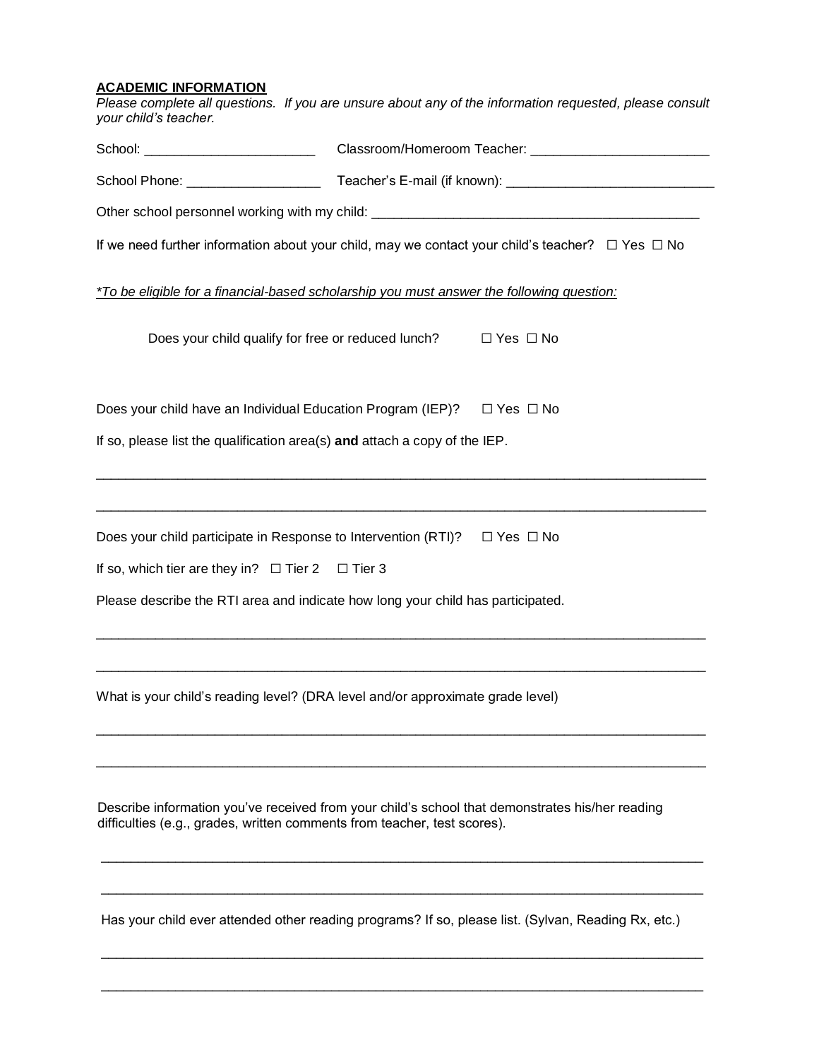**ACADEMIC INFORMATION**

*Please complete all questions. If you are unsure about any of the information requested, please consult your child's teacher.*

School: _______________________ Classroom/Homeroom Teacher: ________________________

School Phone: __________________ Teacher's E-mail (if known): ___________________________

Other school personnel working with my child: ____________________________________________

If we need further information about your child, may we contact your child's teacher? ☐ Yes ☐ No

*<u>*To be eligible for a financial-based scholarship you must answer the following question:</u>*

Does your child qualify for free or reduced lunch? ☐ Yes ☐ No

Does your child have an Individual Education Program (IEP)? ☐ Yes ☐ No

If so, please list the qualification area(s) **and** attach a copy of the IEP.

_____________________________________________________________________________________

_____________________________________________________________________________________

Does your child participate in Response to Intervention (RTI)? ☐ Yes ☐ No

If so, which tier are they in? ☐ Tier 2 ☐ Tier 3

Please describe the RTI area and indicate how long your child has participated.

_____________________________________________________________________________________

_____________________________________________________________________________________

What is your child's reading level? (DRA level and/or approximate grade level)

_____________________________________________________________________________________

_____________________________________________________________________________________

Describe information you've received from your child's school that demonstrates his/her reading difficulties (e.g., grades, written comments from teacher, test scores).

_____________________________________________________________________________________

_____________________________________________________________________________________

Has your child ever attended other reading programs? If so, please list. (Sylvan, Reading Rx, etc.)

_____________________________________________________________________________________

_____________________________________________________________________________________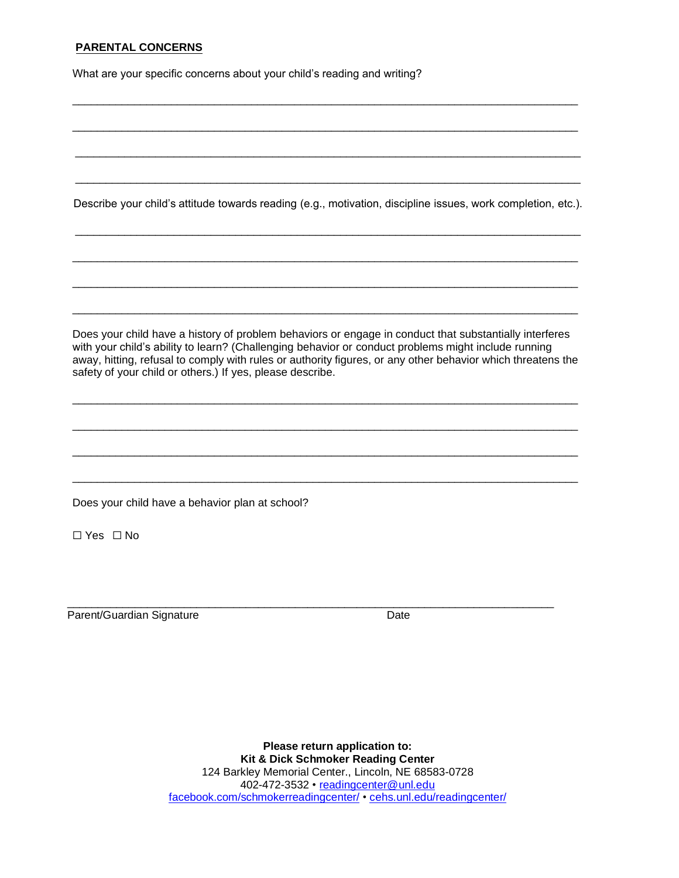**PARENTAL CONCERNS**

What are your specific concerns about your child's reading and writing?

________________________________________________________________________________

________________________________________________________________________________

________________________________________________________________________________

________________________________________________________________________________

Describe your child's attitude towards reading (e.g., motivation, discipline issues, work completion, etc.).

________________________________________________________________________________

________________________________________________________________________________

________________________________________________________________________________

________________________________________________________________________________

Does your child have a history of problem behaviors or engage in conduct that substantially interferes with your child's ability to learn? (Challenging behavior or conduct problems might include running away, hitting, refusal to comply with rules or authority figures, or any other behavior which threatens the safety of your child or others.) If yes, please describe.

________________________________________________________________________________

________________________________________________________________________________

________________________________________________________________________________

________________________________________________________________________________

Does your child have a behavior plan at school?

☐ Yes ☐ No

________________________________________________________________________________

Parent/Guardian Signature Date

**Please return application to:**
**Kit & Dick Schmoker Reading Center**
124 Barkley Memorial Center., Lincoln, NE 68583-0728
402-472-3532 • readingcenter@unl.edu
facebook.com/schmokerreadingcenter/ • cehs.unl.edu/readingcenter/